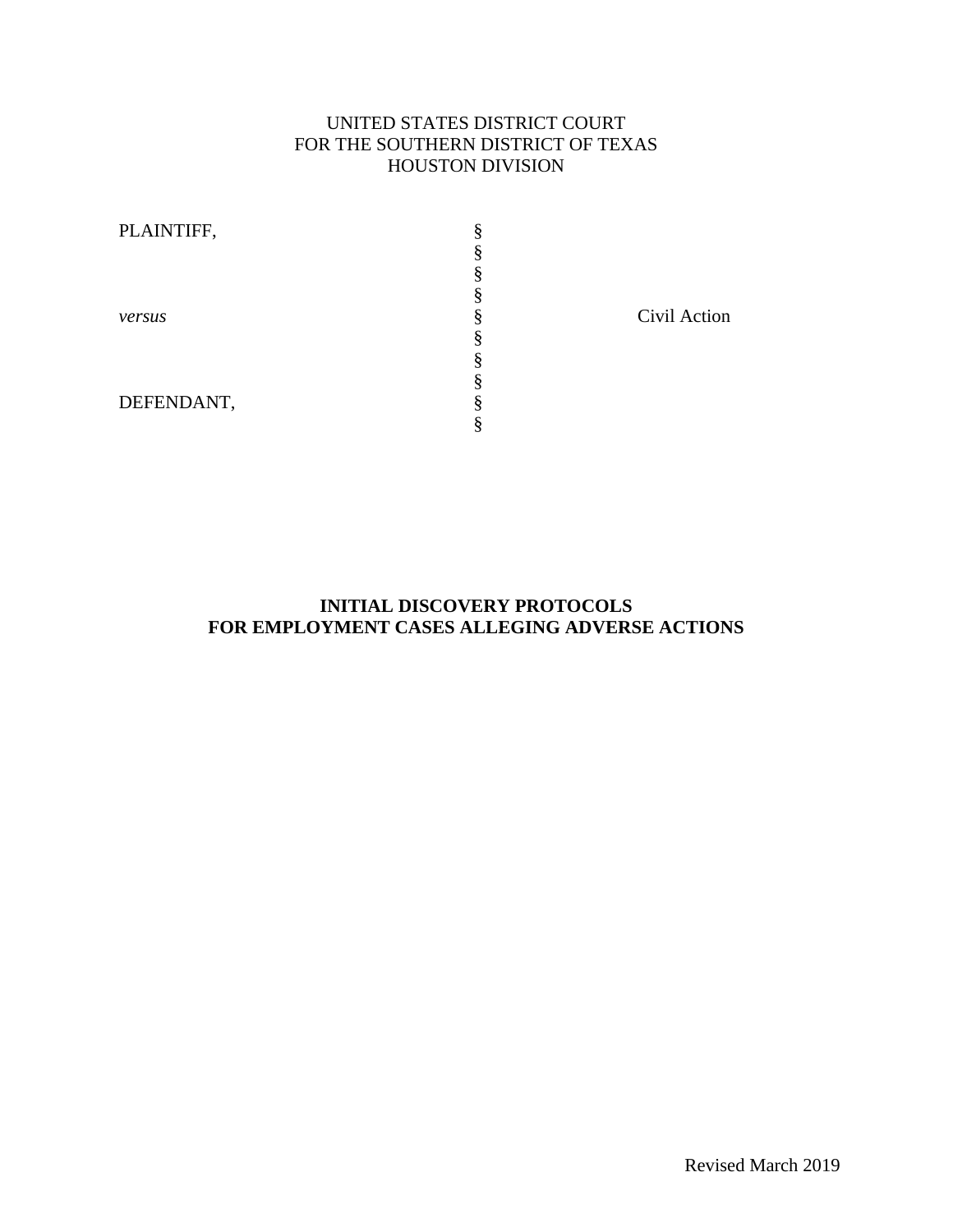UNITED STATES DISTRICT COURT
FOR THE SOUTHERN DISTRICT OF TEXAS
HOUSTON DIVISION

| | | |
|---|---|---|
| PLAINTIFF, | § | |
| | § | |
| | § | |
| | § | |
| *versus* | § | Civil Action |
| | § | |
| | § | |
| | § | |
| DEFENDANT, | § | |
| | § | |

**INITIAL DISCOVERY PROTOCOLS**
**FOR EMPLOYMENT CASES ALLEGING ADVERSE ACTIONS**

Revised March 2019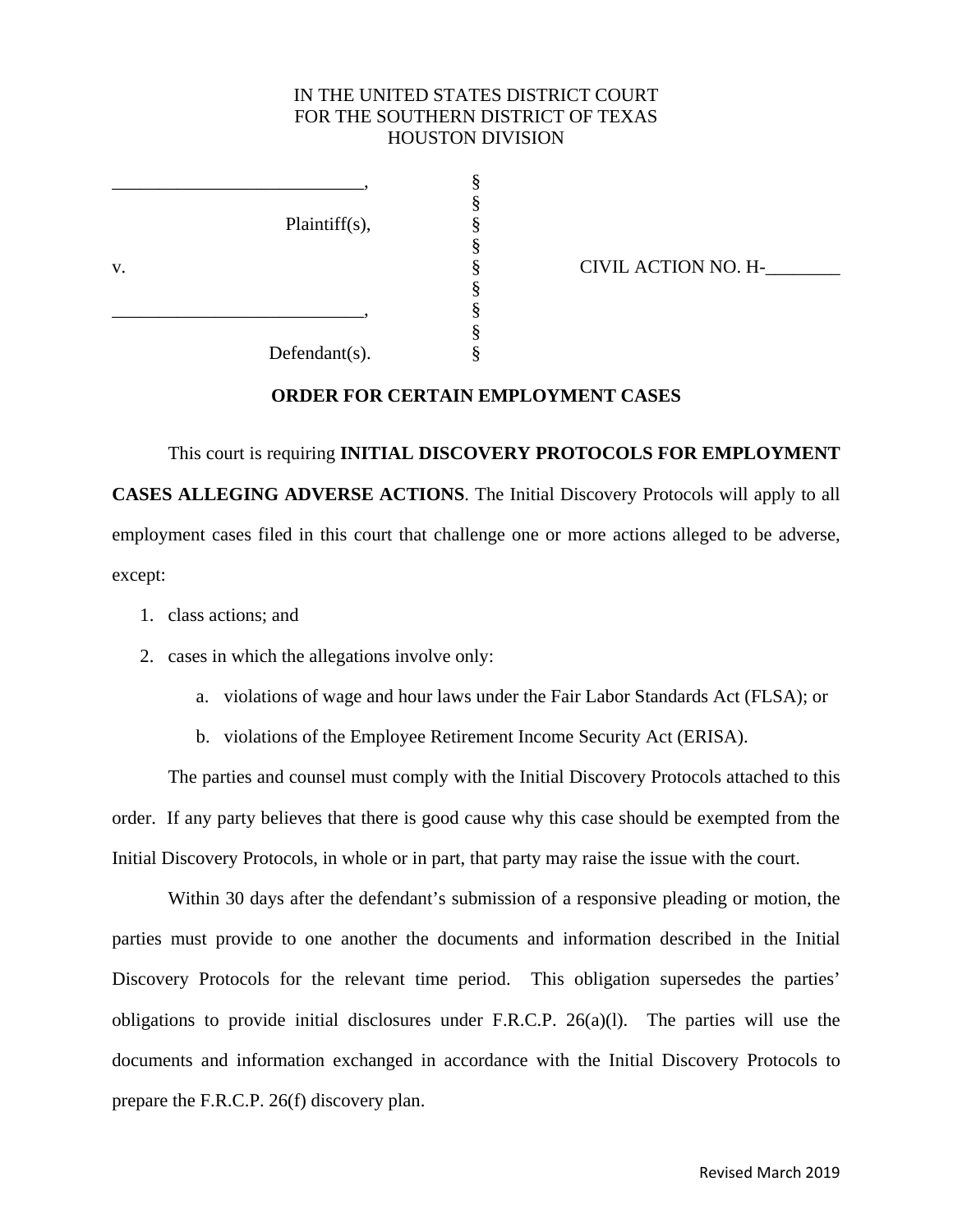IN THE UNITED STATES DISTRICT COURT
FOR THE SOUTHERN DISTRICT OF TEXAS
HOUSTON DIVISION

| | | |
|---|---|---|
| ___________________________, | § | |
| | § | |
| Plaintiff(s), | § | |
| | § | |
| v. | § | CIVIL ACTION NO. H-________ |
| | § | |
| ___________________________, | § | |
| | § | |
| Defendant(s). | § | |

**ORDER FOR CERTAIN EMPLOYMENT CASES**

This court is requiring **INITIAL DISCOVERY PROTOCOLS FOR EMPLOYMENT CASES ALLEGING ADVERSE ACTIONS**. The Initial Discovery Protocols will apply to all employment cases filed in this court that challenge one or more actions alleged to be adverse, except:

1. class actions; and
2. cases in which the allegations involve only:
   a. violations of wage and hour laws under the Fair Labor Standards Act (FLSA); or
   b. violations of the Employee Retirement Income Security Act (ERISA).

The parties and counsel must comply with the Initial Discovery Protocols attached to this order. If any party believes that there is good cause why this case should be exempted from the Initial Discovery Protocols, in whole or in part, that party may raise the issue with the court.

Within 30 days after the defendant's submission of a responsive pleading or motion, the parties must provide to one another the documents and information described in the Initial Discovery Protocols for the relevant time period. This obligation supersedes the parties' obligations to provide initial disclosures under F.R.C.P. 26(a)(l). The parties will use the documents and information exchanged in accordance with the Initial Discovery Protocols to prepare the F.R.C.P. 26(f) discovery plan.

Revised March 2019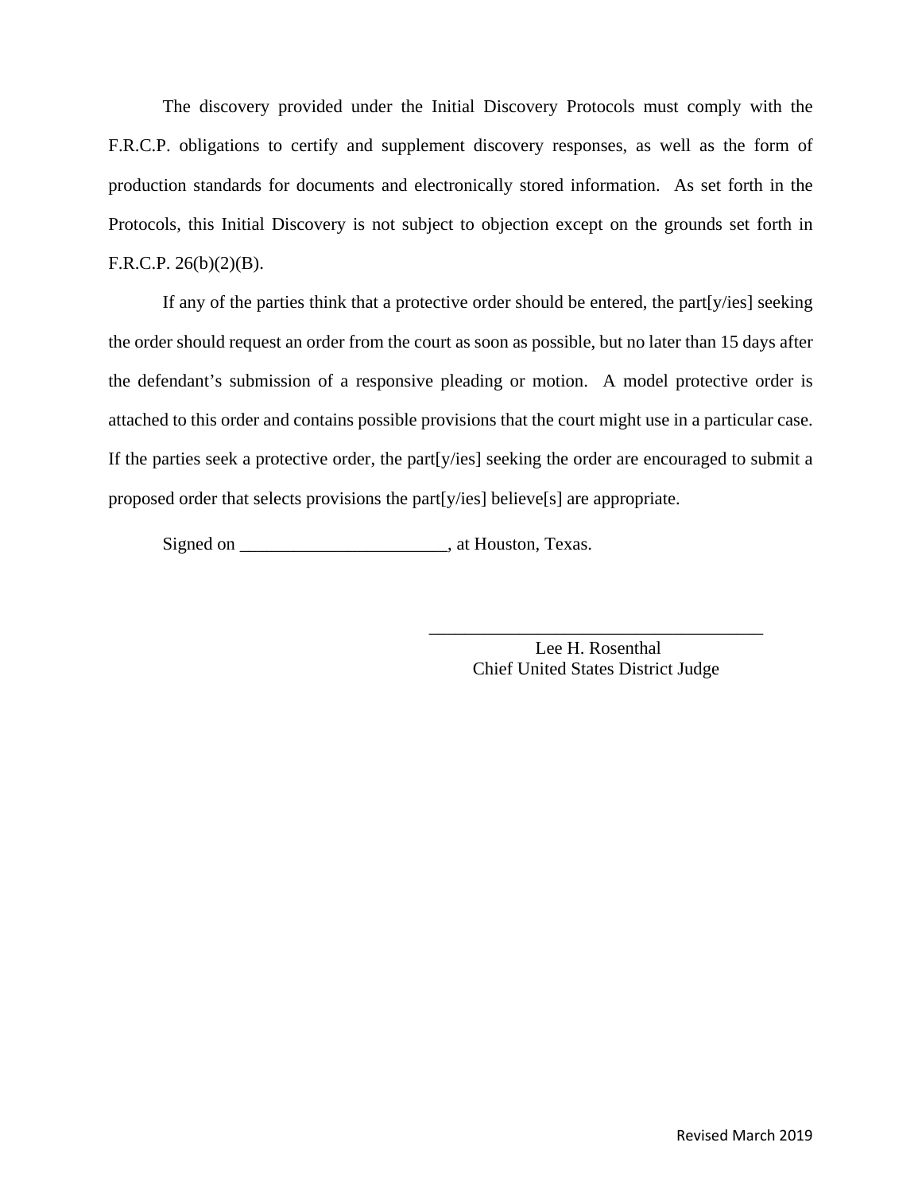The discovery provided under the Initial Discovery Protocols must comply with the F.R.C.P. obligations to certify and supplement discovery responses, as well as the form of production standards for documents and electronically stored information. As set forth in the Protocols, this Initial Discovery is not subject to objection except on the grounds set forth in F.R.C.P. 26(b)(2)(B).

If any of the parties think that a protective order should be entered, the part[y/ies] seeking the order should request an order from the court as soon as possible, but no later than 15 days after the defendant's submission of a responsive pleading or motion. A model protective order is attached to this order and contains possible provisions that the court might use in a particular case. If the parties seek a protective order, the part[y/ies] seeking the order are encouraged to submit a proposed order that selects provisions the part[y/ies] believe[s] are appropriate.

Signed on _______________________, at Houston, Texas.

_____________________________________
Lee H. Rosenthal
Chief United States District Judge

Revised March 2019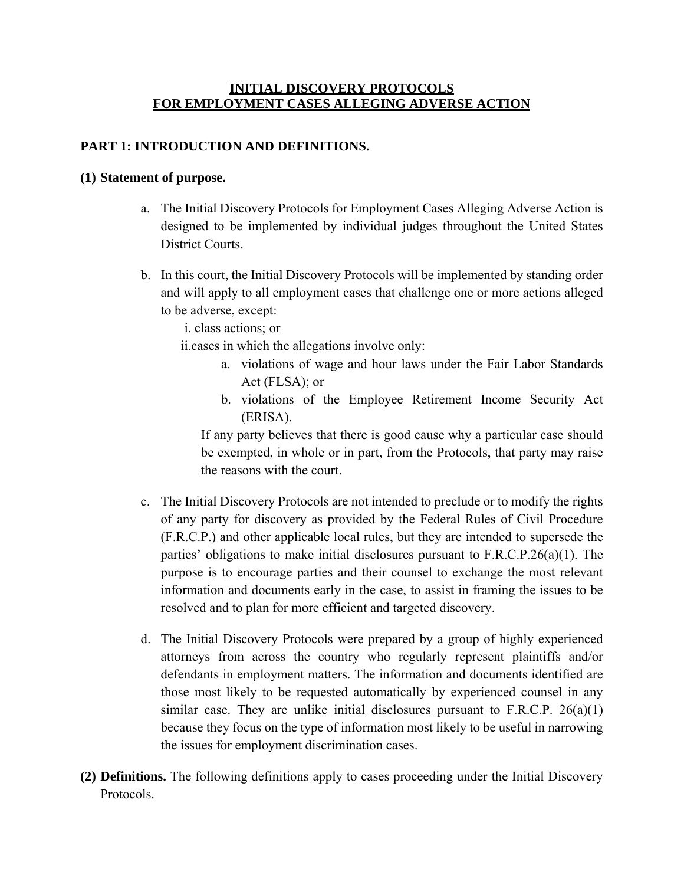**INITIAL DISCOVERY PROTOCOLS**
**FOR EMPLOYMENT CASES ALLEGING ADVERSE ACTION**

## PART 1: INTRODUCTION AND DEFINITIONS.

### (1) Statement of purpose.

a. The Initial Discovery Protocols for Employment Cases Alleging Adverse Action is designed to be implemented by individual judges throughout the United States District Courts.

b. In this court, the Initial Discovery Protocols will be implemented by standing order and will apply to all employment cases that challenge one or more actions alleged to be adverse, except:

   i. class actions; or

   ii. cases in which the allegations involve only:

      a. violations of wage and hour laws under the Fair Labor Standards Act (FLSA); or

      b. violations of the Employee Retirement Income Security Act (ERISA).

   If any party believes that there is good cause why a particular case should be exempted, in whole or in part, from the Protocols, that party may raise the reasons with the court.

c. The Initial Discovery Protocols are not intended to preclude or to modify the rights of any party for discovery as provided by the Federal Rules of Civil Procedure (F.R.C.P.) and other applicable local rules, but they are intended to supersede the parties' obligations to make initial disclosures pursuant to F.R.C.P.26(a)(1). The purpose is to encourage parties and their counsel to exchange the most relevant information and documents early in the case, to assist in framing the issues to be resolved and to plan for more efficient and targeted discovery.

d. The Initial Discovery Protocols were prepared by a group of highly experienced attorneys from across the country who regularly represent plaintiffs and/or defendants in employment matters. The information and documents identified are those most likely to be requested automatically by experienced counsel in any similar case. They are unlike initial disclosures pursuant to F.R.C.P. 26(a)(1) because they focus on the type of information most likely to be useful in narrowing the issues for employment discrimination cases.

**(2) Definitions.** The following definitions apply to cases proceeding under the Initial Discovery Protocols.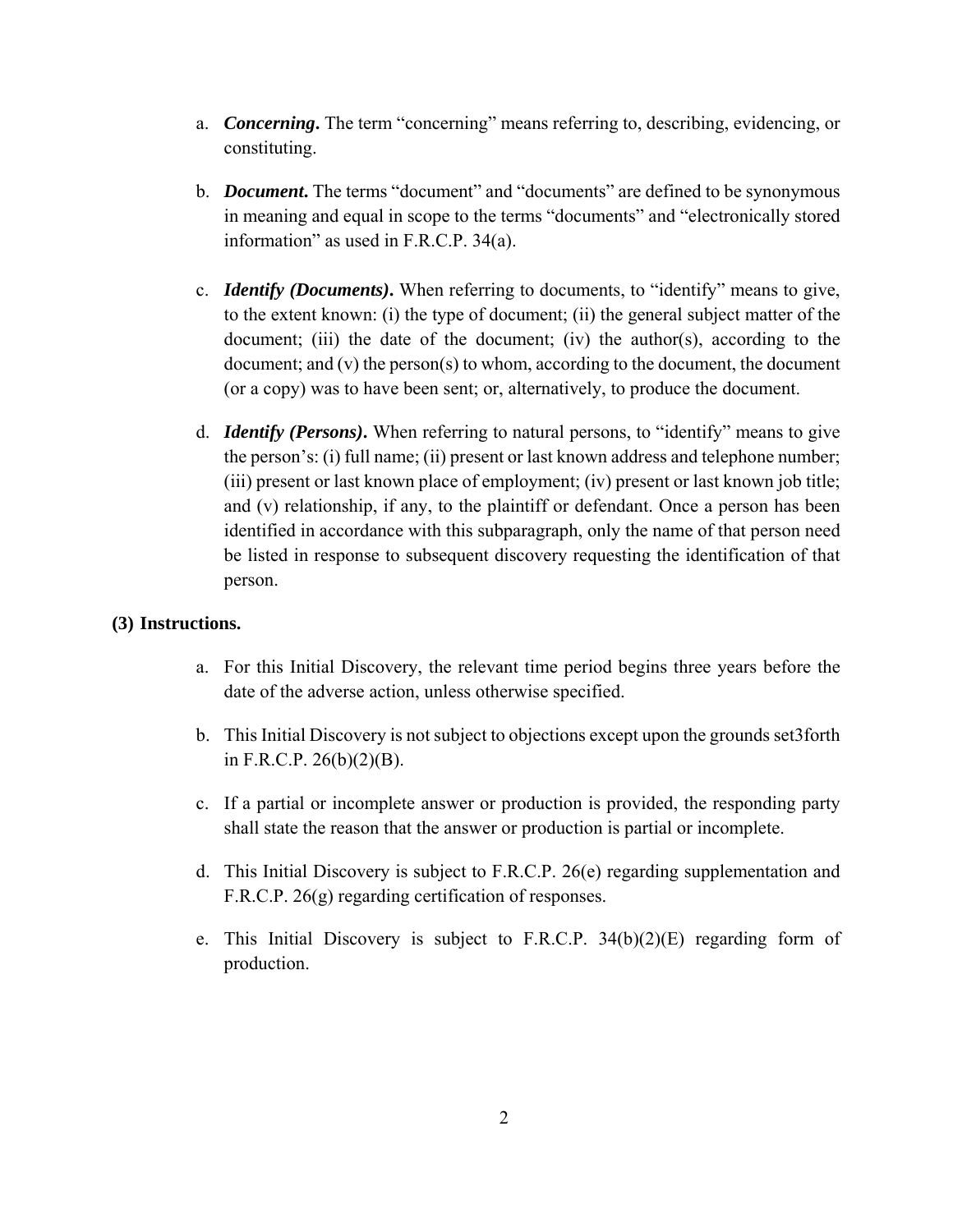a. ***Concerning*.** The term "concerning" means referring to, describing, evidencing, or constituting.

b. ***Document*.** The terms "document" and "documents" are defined to be synonymous in meaning and equal in scope to the terms "documents" and "electronically stored information" as used in F.R.C.P. 34(a).

c. ***Identify (Documents)*.** When referring to documents, to "identify" means to give, to the extent known: (i) the type of document; (ii) the general subject matter of the document; (iii) the date of the document; (iv) the author(s), according to the document; and (v) the person(s) to whom, according to the document, the document (or a copy) was to have been sent; or, alternatively, to produce the document.

d. ***Identify (Persons)*.** When referring to natural persons, to "identify" means to give the person's: (i) full name; (ii) present or last known address and telephone number; (iii) present or last known place of employment; (iv) present or last known job title; and (v) relationship, if any, to the plaintiff or defendant. Once a person has been identified in accordance with this subparagraph, only the name of that person need be listed in response to subsequent discovery requesting the identification of that person.

**(3) Instructions.**

a. For this Initial Discovery, the relevant time period begins three years before the date of the adverse action, unless otherwise specified.

b. This Initial Discovery is not subject to objections except upon the grounds set3forth in F.R.C.P. 26(b)(2)(B).

c. If a partial or incomplete answer or production is provided, the responding party shall state the reason that the answer or production is partial or incomplete.

d. This Initial Discovery is subject to F.R.C.P. 26(e) regarding supplementation and F.R.C.P. 26(g) regarding certification of responses.

e. This Initial Discovery is subject to F.R.C.P. 34(b)(2)(E) regarding form of production.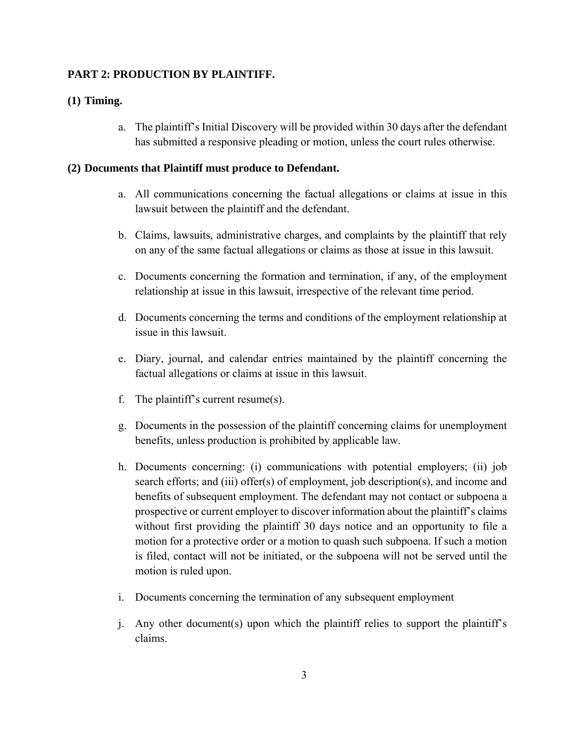**PART 2: PRODUCTION BY PLAINTIFF.**

**(1) Timing.**

a. The plaintiff's Initial Discovery will be provided within 30 days after the defendant has submitted a responsive pleading or motion, unless the court rules otherwise.

**(2) Documents that Plaintiff must produce to Defendant.**

a. All communications concerning the factual allegations or claims at issue in this lawsuit between the plaintiff and the defendant.

b. Claims, lawsuits, administrative charges, and complaints by the plaintiff that rely on any of the same factual allegations or claims as those at issue in this lawsuit.

c. Documents concerning the formation and termination, if any, of the employment relationship at issue in this lawsuit, irrespective of the relevant time period.

d. Documents concerning the terms and conditions of the employment relationship at issue in this lawsuit.

e. Diary, journal, and calendar entries maintained by the plaintiff concerning the factual allegations or claims at issue in this lawsuit.

f. The plaintiff's current resume(s).

g. Documents in the possession of the plaintiff concerning claims for unemployment benefits, unless production is prohibited by applicable law.

h. Documents concerning: (i) communications with potential employers; (ii) job search efforts; and (iii) offer(s) of employment, job description(s), and income and benefits of subsequent employment. The defendant may not contact or subpoena a prospective or current employer to discover information about the plaintiff's claims without first providing the plaintiff 30 days notice and an opportunity to file a motion for a protective order or a motion to quash such subpoena. If such a motion is filed, contact will not be initiated, or the subpoena will not be served until the motion is ruled upon.

i. Documents concerning the termination of any subsequent employment

j. Any other document(s) upon which the plaintiff relies to support the plaintiff's claims.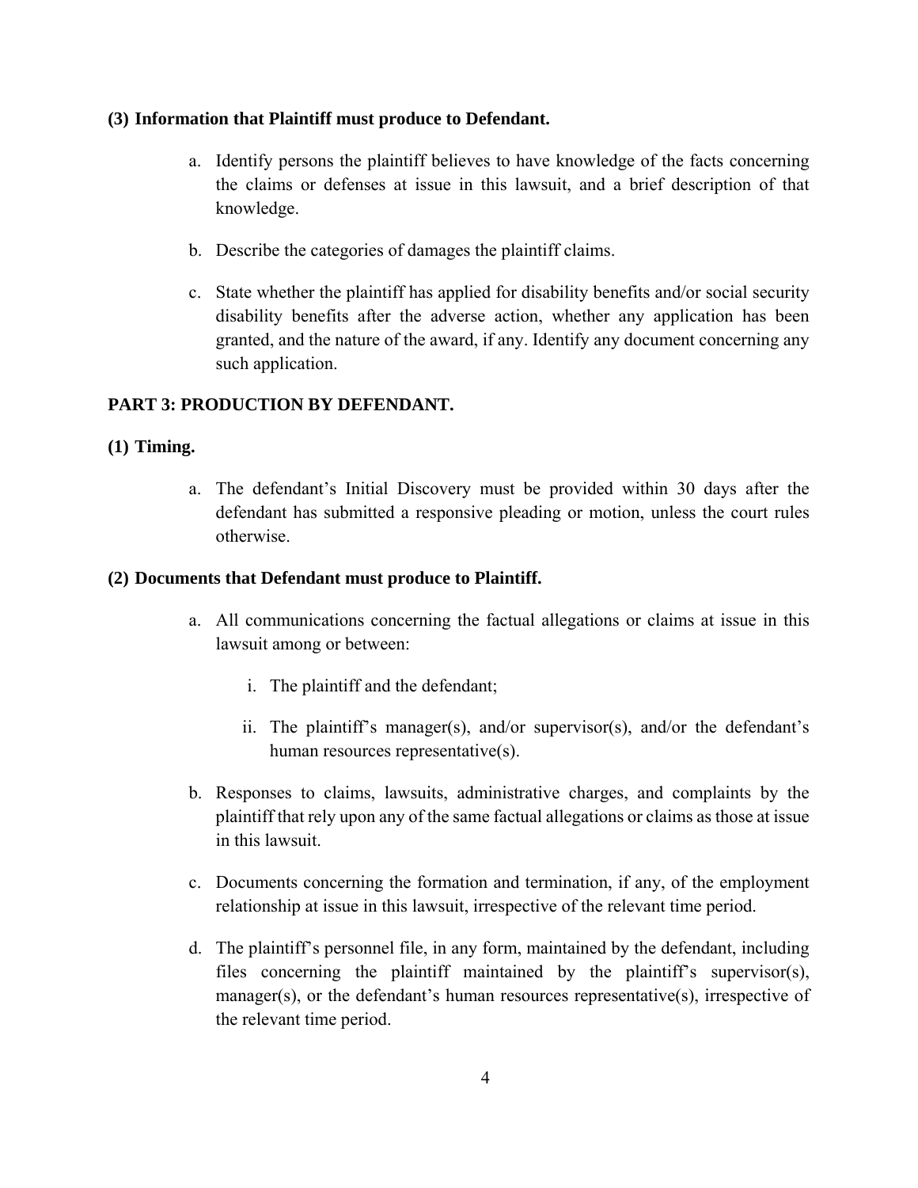**(3) Information that Plaintiff must produce to Defendant.**

a. Identify persons the plaintiff believes to have knowledge of the facts concerning the claims or defenses at issue in this lawsuit, and a brief description of that knowledge.

b. Describe the categories of damages the plaintiff claims.

c. State whether the plaintiff has applied for disability benefits and/or social security disability benefits after the adverse action, whether any application has been granted, and the nature of the award, if any. Identify any document concerning any such application.

## PART 3: PRODUCTION BY DEFENDANT.

**(1) Timing.**

a. The defendant's Initial Discovery must be provided within 30 days after the defendant has submitted a responsive pleading or motion, unless the court rules otherwise.

**(2) Documents that Defendant must produce to Plaintiff.**

a. All communications concerning the factual allegations or claims at issue in this lawsuit among or between:

   i. The plaintiff and the defendant;

   ii. The plaintiff's manager(s), and/or supervisor(s), and/or the defendant's human resources representative(s).

b. Responses to claims, lawsuits, administrative charges, and complaints by the plaintiff that rely upon any of the same factual allegations or claims as those at issue in this lawsuit.

c. Documents concerning the formation and termination, if any, of the employment relationship at issue in this lawsuit, irrespective of the relevant time period.

d. The plaintiff's personnel file, in any form, maintained by the defendant, including files concerning the plaintiff maintained by the plaintiff's supervisor(s), manager(s), or the defendant's human resources representative(s), irrespective of the relevant time period.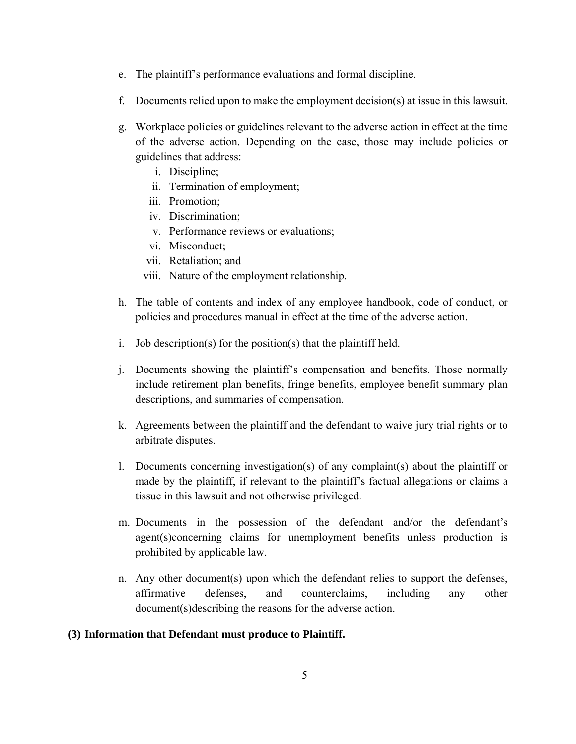e. The plaintiff's performance evaluations and formal discipline.

f. Documents relied upon to make the employment decision(s) at issue in this lawsuit.

g. Workplace policies or guidelines relevant to the adverse action in effect at the time of the adverse action. Depending on the case, those may include policies or guidelines that address:

   i. Discipline;
   ii. Termination of employment;
   iii. Promotion;
   iv. Discrimination;
   v. Performance reviews or evaluations;
   vi. Misconduct;
   vii. Retaliation; and
   viii. Nature of the employment relationship.

h. The table of contents and index of any employee handbook, code of conduct, or policies and procedures manual in effect at the time of the adverse action.

i. Job description(s) for the position(s) that the plaintiff held.

j. Documents showing the plaintiff's compensation and benefits. Those normally include retirement plan benefits, fringe benefits, employee benefit summary plan descriptions, and summaries of compensation.

k. Agreements between the plaintiff and the defendant to waive jury trial rights or to arbitrate disputes.

l. Documents concerning investigation(s) of any complaint(s) about the plaintiff or made by the plaintiff, if relevant to the plaintiff's factual allegations or claims a tissue in this lawsuit and not otherwise privileged.

m. Documents in the possession of the defendant and/or the defendant's agent(s)concerning claims for unemployment benefits unless production is prohibited by applicable law.

n. Any other document(s) upon which the defendant relies to support the defenses, affirmative defenses, and counterclaims, including any other document(s)describing the reasons for the adverse action.

**(3) Information that Defendant must produce to Plaintiff.**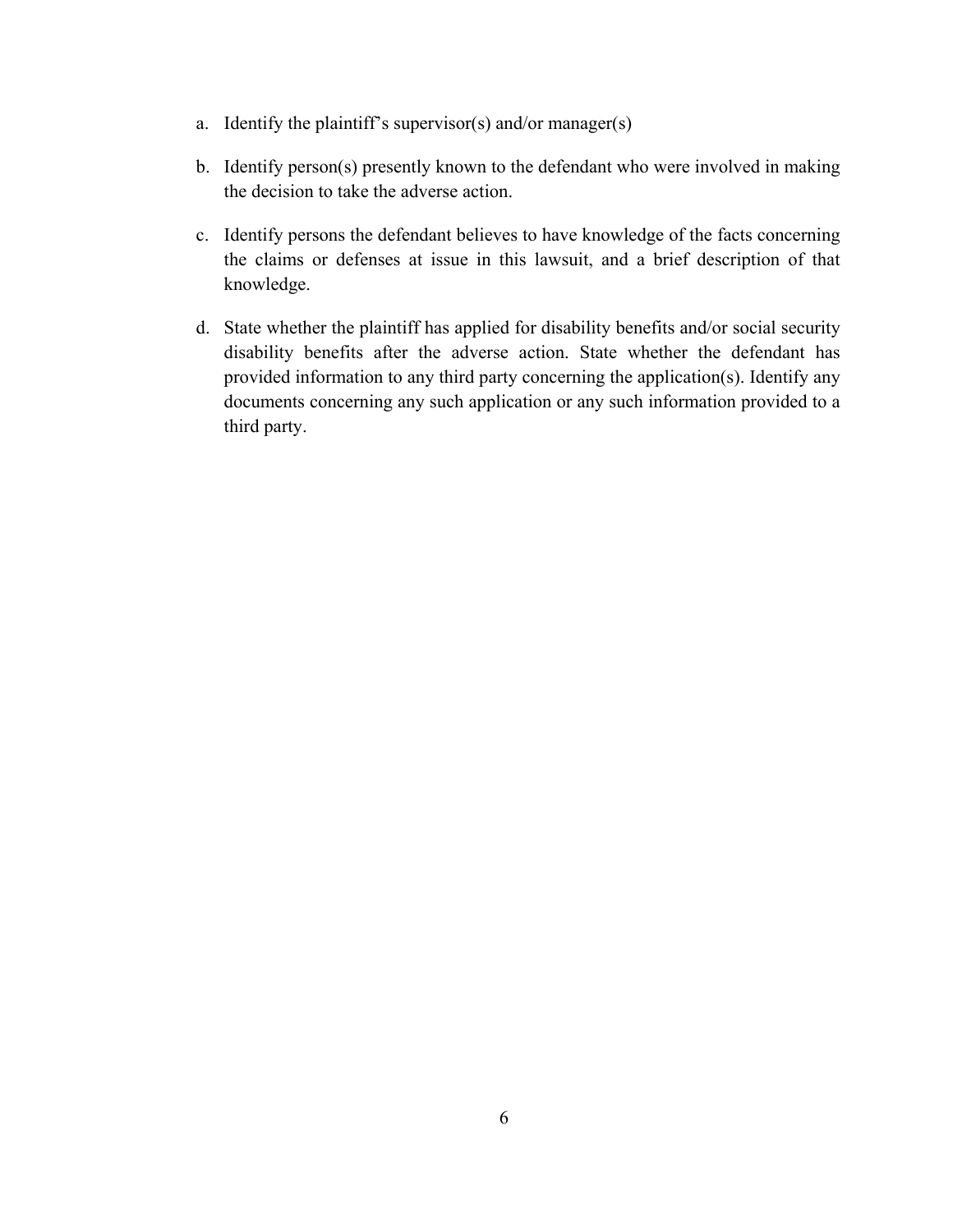a. Identify the plaintiff's supervisor(s) and/or manager(s)

b. Identify person(s) presently known to the defendant who were involved in making the decision to take the adverse action.

c. Identify persons the defendant believes to have knowledge of the facts concerning the claims or defenses at issue in this lawsuit, and a brief description of that knowledge.

d. State whether the plaintiff has applied for disability benefits and/or social security disability benefits after the adverse action. State whether the defendant has provided information to any third party concerning the application(s). Identify any documents concerning any such application or any such information provided to a third party.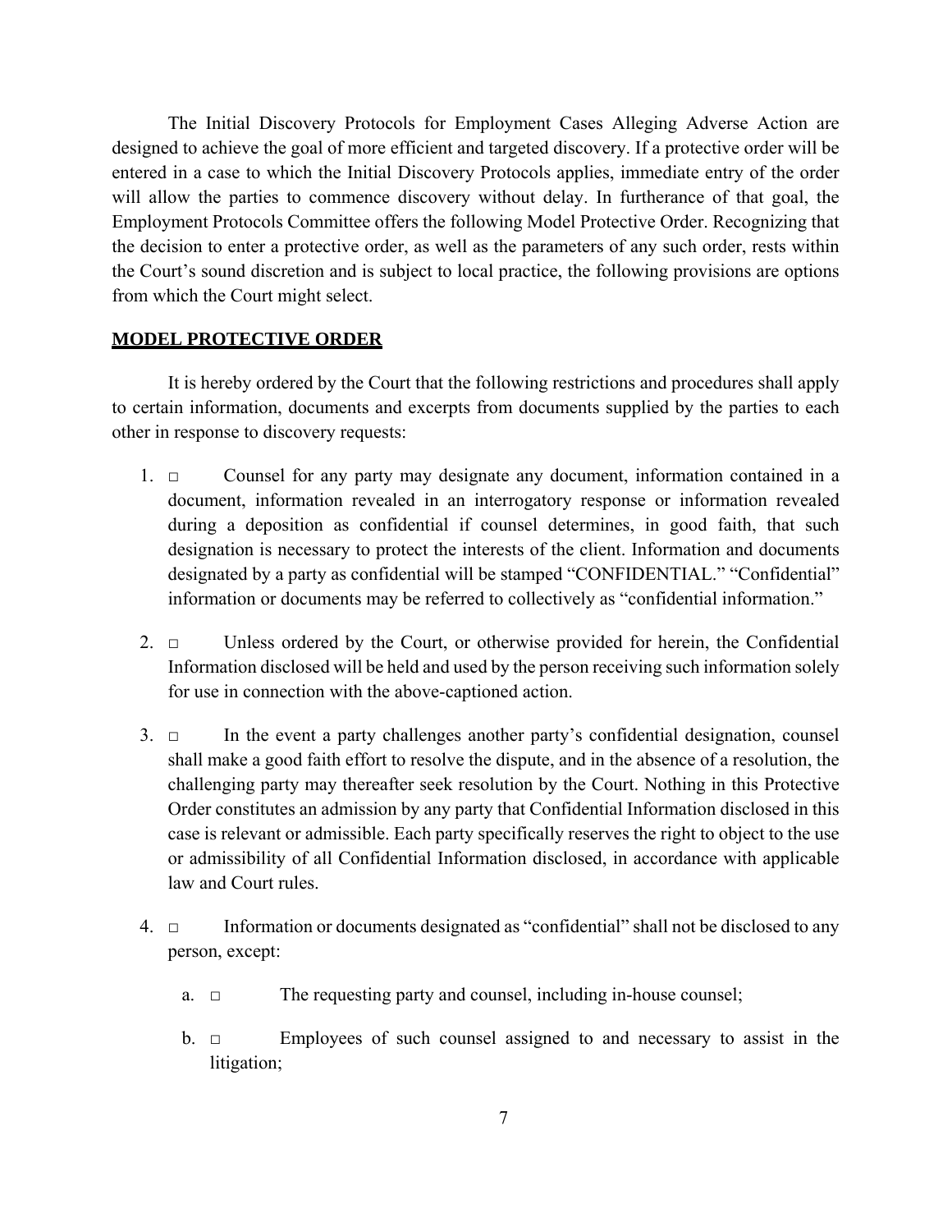The Initial Discovery Protocols for Employment Cases Alleging Adverse Action are designed to achieve the goal of more efficient and targeted discovery. If a protective order will be entered in a case to which the Initial Discovery Protocols applies, immediate entry of the order will allow the parties to commence discovery without delay. In furtherance of that goal, the Employment Protocols Committee offers the following Model Protective Order. Recognizing that the decision to enter a protective order, as well as the parameters of any such order, rests within the Court's sound discretion and is subject to local practice, the following provisions are options from which the Court might select.

**MODEL PROTECTIVE ORDER**

It is hereby ordered by the Court that the following restrictions and procedures shall apply to certain information, documents and excerpts from documents supplied by the parties to each other in response to discovery requests:

1. □ Counsel for any party may designate any document, information contained in a document, information revealed in an interrogatory response or information revealed during a deposition as confidential if counsel determines, in good faith, that such designation is necessary to protect the interests of the client. Information and documents designated by a party as confidential will be stamped "CONFIDENTIAL." "Confidential" information or documents may be referred to collectively as "confidential information."

2. □ Unless ordered by the Court, or otherwise provided for herein, the Confidential Information disclosed will be held and used by the person receiving such information solely for use in connection with the above-captioned action.

3. □ In the event a party challenges another party's confidential designation, counsel shall make a good faith effort to resolve the dispute, and in the absence of a resolution, the challenging party may thereafter seek resolution by the Court. Nothing in this Protective Order constitutes an admission by any party that Confidential Information disclosed in this case is relevant or admissible. Each party specifically reserves the right to object to the use or admissibility of all Confidential Information disclosed, in accordance with applicable law and Court rules.

4. □ Information or documents designated as "confidential" shall not be disclosed to any person, except:

   a. □ The requesting party and counsel, including in-house counsel;

   b. □ Employees of such counsel assigned to and necessary to assist in the litigation;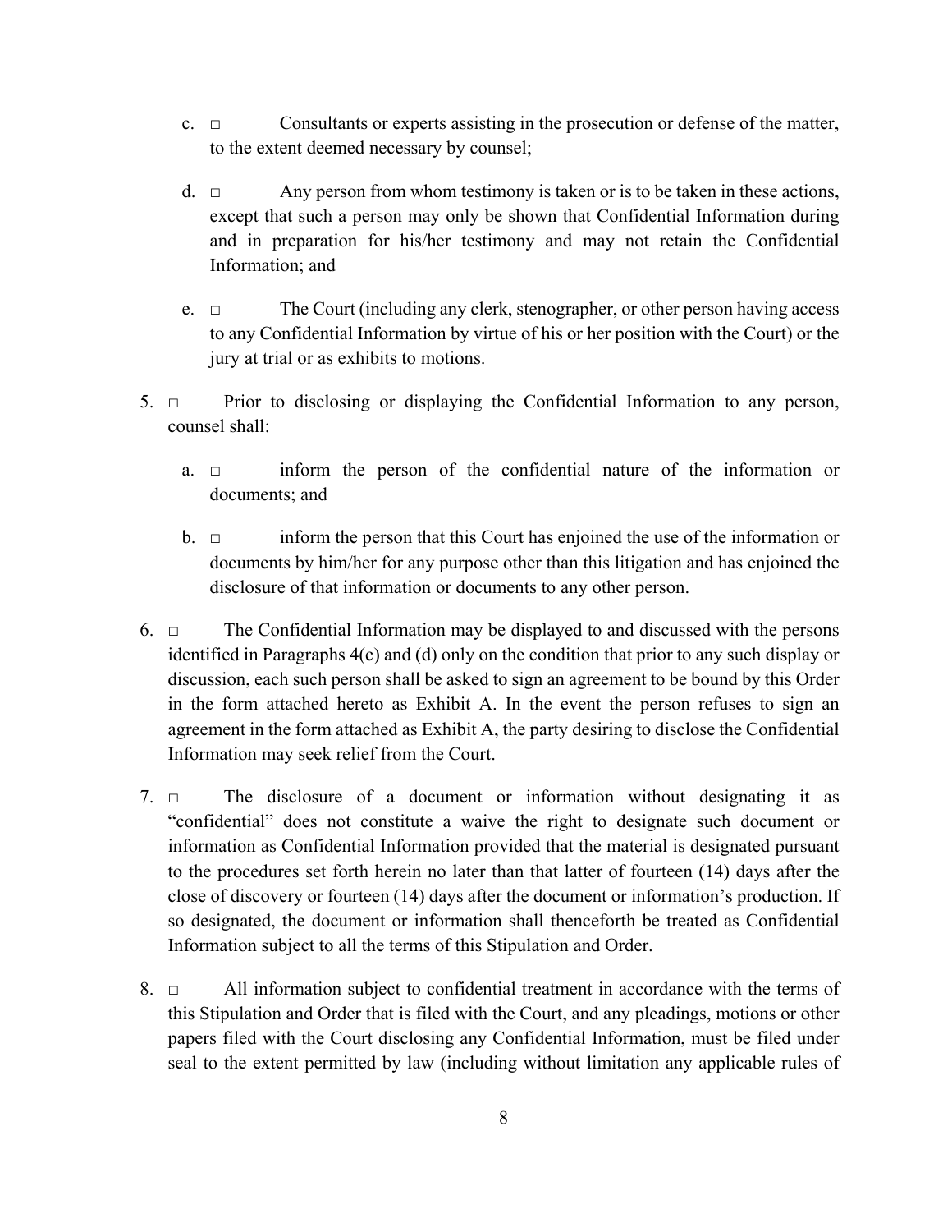c. □ Consultants or experts assisting in the prosecution or defense of the matter, to the extent deemed necessary by counsel;

d. □ Any person from whom testimony is taken or is to be taken in these actions, except that such a person may only be shown that Confidential Information during and in preparation for his/her testimony and may not retain the Confidential Information; and

e. □ The Court (including any clerk, stenographer, or other person having access to any Confidential Information by virtue of his or her position with the Court) or the jury at trial or as exhibits to motions.

5. □ Prior to disclosing or displaying the Confidential Information to any person, counsel shall:

   a. □ inform the person of the confidential nature of the information or documents; and

   b. □ inform the person that this Court has enjoined the use of the information or documents by him/her for any purpose other than this litigation and has enjoined the disclosure of that information or documents to any other person.

6. □ The Confidential Information may be displayed to and discussed with the persons identified in Paragraphs 4(c) and (d) only on the condition that prior to any such display or discussion, each such person shall be asked to sign an agreement to be bound by this Order in the form attached hereto as Exhibit A. In the event the person refuses to sign an agreement in the form attached as Exhibit A, the party desiring to disclose the Confidential Information may seek relief from the Court.

7. □ The disclosure of a document or information without designating it as "confidential" does not constitute a waive the right to designate such document or information as Confidential Information provided that the material is designated pursuant to the procedures set forth herein no later than that latter of fourteen (14) days after the close of discovery or fourteen (14) days after the document or information's production. If so designated, the document or information shall thenceforth be treated as Confidential Information subject to all the terms of this Stipulation and Order.

8. □ All information subject to confidential treatment in accordance with the terms of this Stipulation and Order that is filed with the Court, and any pleadings, motions or other papers filed with the Court disclosing any Confidential Information, must be filed under seal to the extent permitted by law (including without limitation any applicable rules of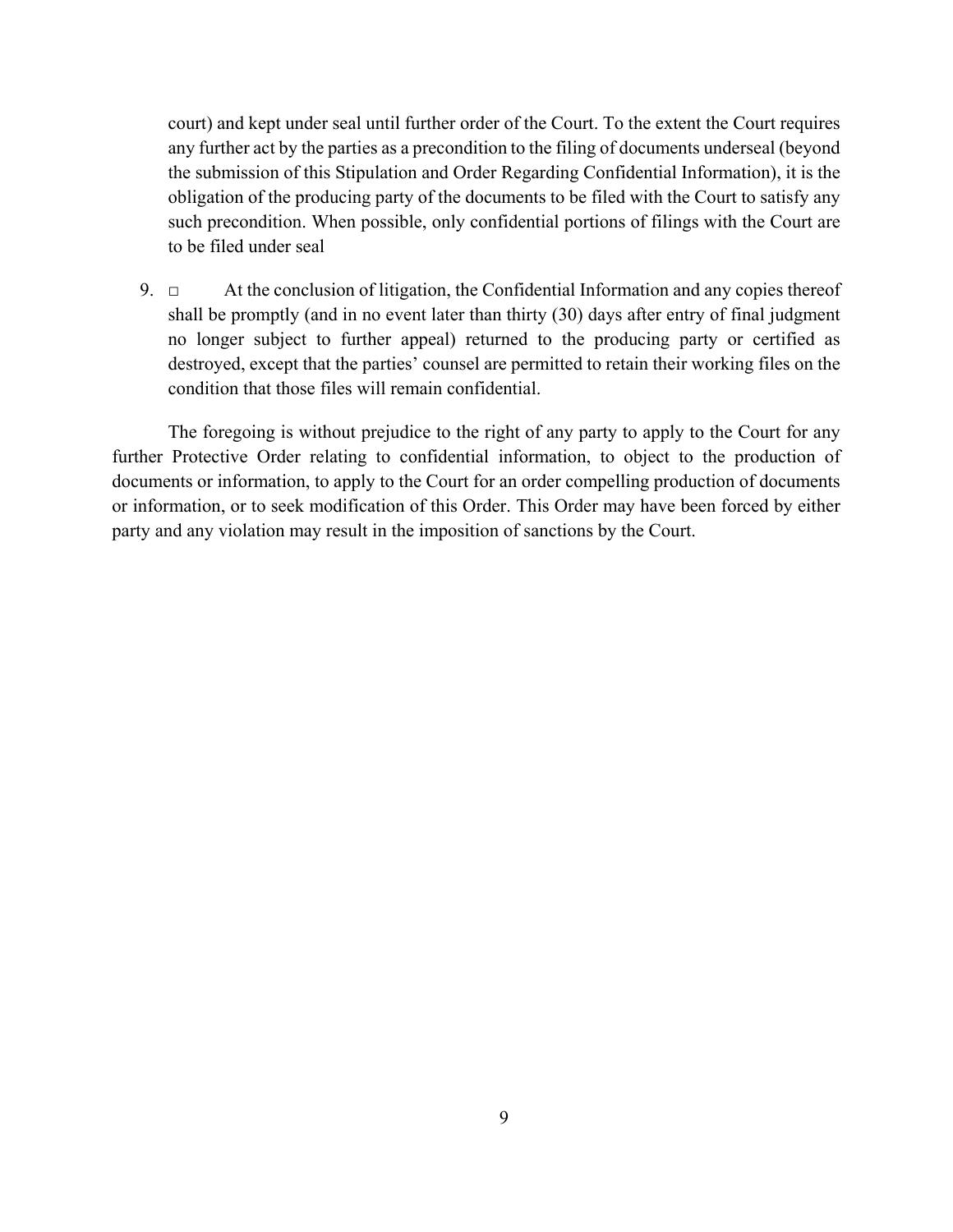court) and kept under seal until further order of the Court. To the extent the Court requires any further act by the parties as a precondition to the filing of documents underseal (beyond the submission of this Stipulation and Order Regarding Confidential Information), it is the obligation of the producing party of the documents to be filed with the Court to satisfy any such precondition. When possible, only confidential portions of filings with the Court are to be filed under seal

9. □ At the conclusion of litigation, the Confidential Information and any copies thereof shall be promptly (and in no event later than thirty (30) days after entry of final judgment no longer subject to further appeal) returned to the producing party or certified as destroyed, except that the parties' counsel are permitted to retain their working files on the condition that those files will remain confidential.

The foregoing is without prejudice to the right of any party to apply to the Court for any further Protective Order relating to confidential information, to object to the production of documents or information, to apply to the Court for an order compelling production of documents or information, or to seek modification of this Order. This Order may have been forced by either party and any violation may result in the imposition of sanctions by the Court.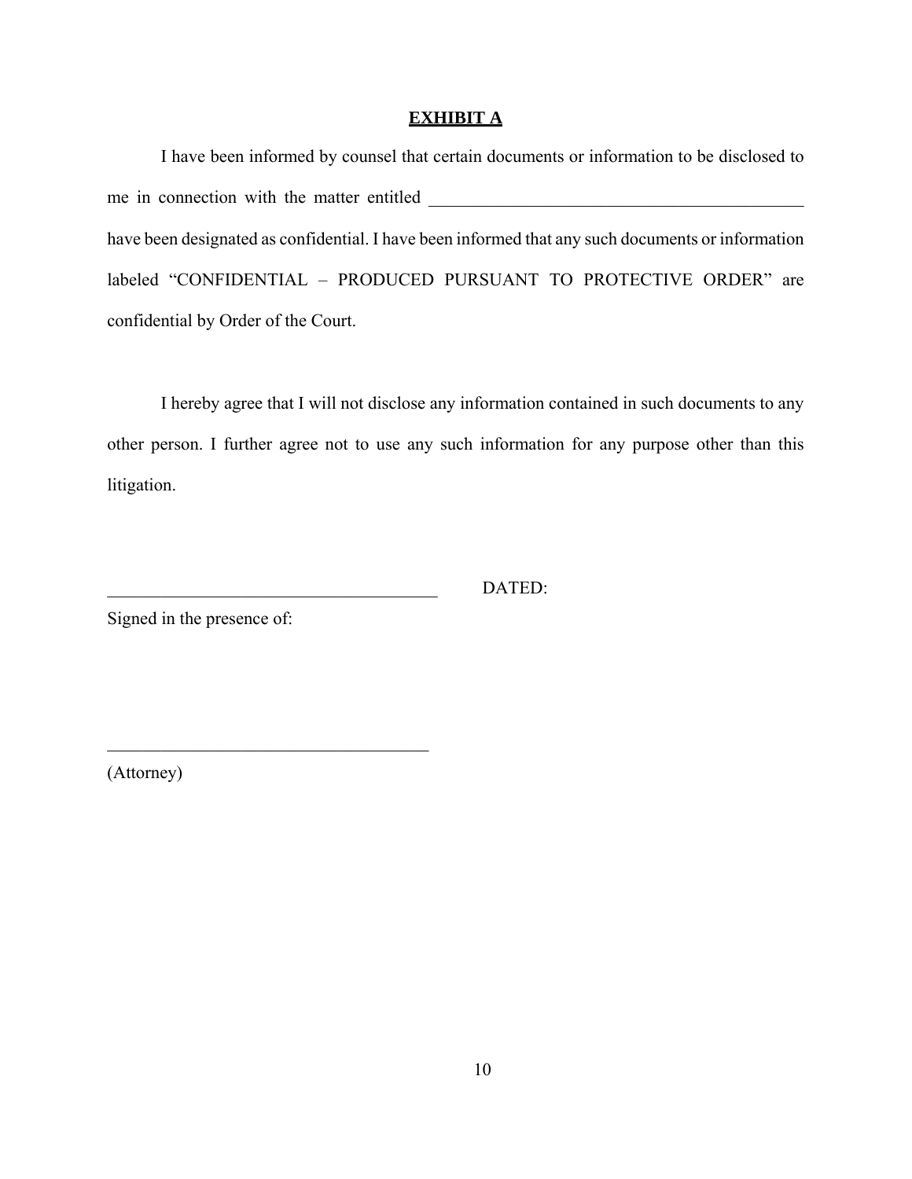**<u>EXHIBIT A</u>**

I have been informed by counsel that certain documents or information to be disclosed to me in connection with the matter entitled _____________________________________________ have been designated as confidential. I have been informed that any such documents or information labeled "CONFIDENTIAL – PRODUCED PURSUANT TO PROTECTIVE ORDER" are confidential by Order of the Court.

I hereby agree that I will not disclose any information contained in such documents to any other person. I further agree not to use any such information for any purpose other than this litigation.

______________________________________ DATED:

Signed in the presence of:

_____________________________________

(Attorney)